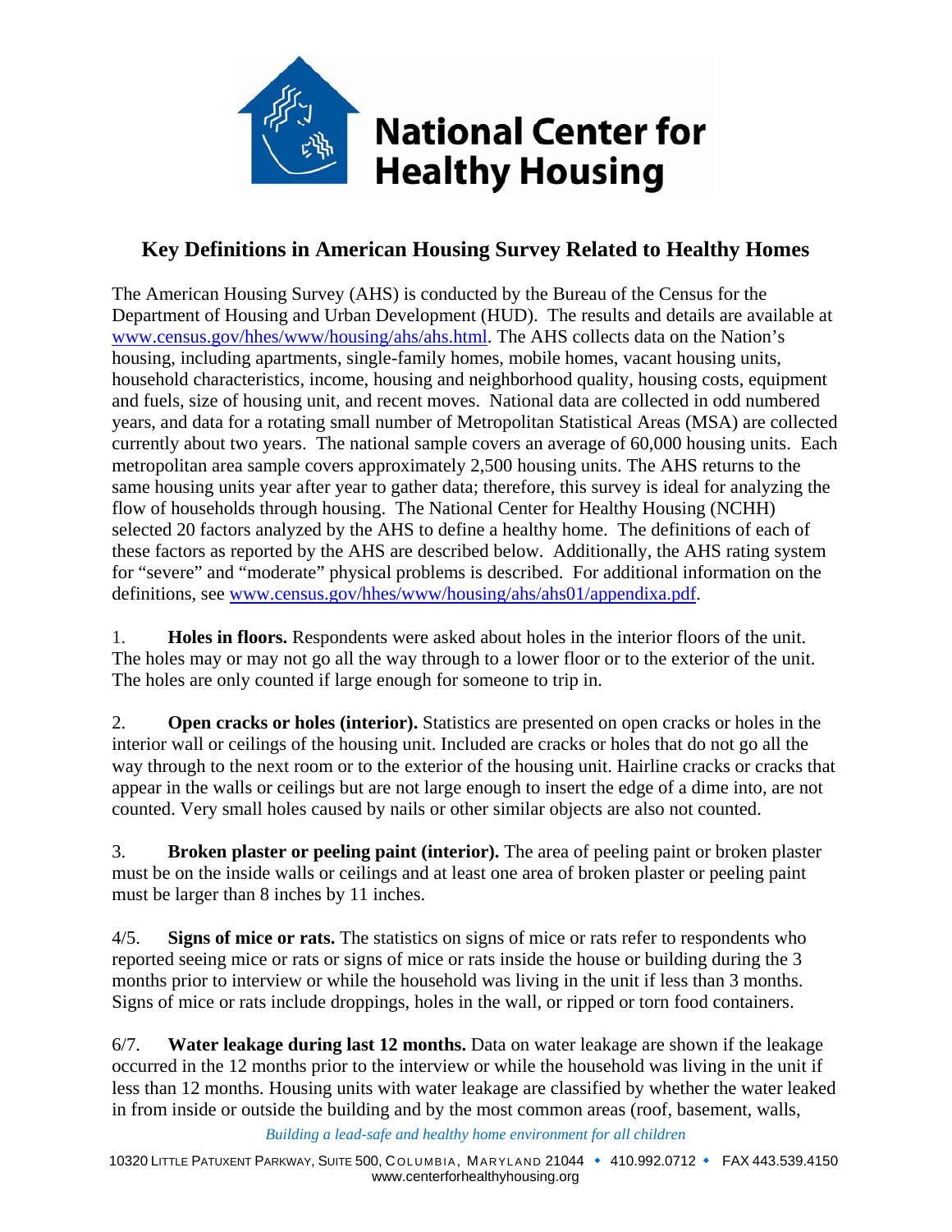# National Center for Healthy Housing

## Key Definitions in American Housing Survey Related to Healthy Homes

The American Housing Survey (AHS) is conducted by the Bureau of the Census for the Department of Housing and Urban Development (HUD). The results and details are available at www.census.gov/hhes/www/housing/ahs/ahs.html. The AHS collects data on the Nation's housing, including apartments, single-family homes, mobile homes, vacant housing units, household characteristics, income, housing and neighborhood quality, housing costs, equipment and fuels, size of housing unit, and recent moves. National data are collected in odd numbered years, and data for a rotating small number of Metropolitan Statistical Areas (MSA) are collected currently about two years. The national sample covers an average of 60,000 housing units. Each metropolitan area sample covers approximately 2,500 housing units. The AHS returns to the same housing units year after year to gather data; therefore, this survey is ideal for analyzing the flow of households through housing. The National Center for Healthy Housing (NCHH) selected 20 factors analyzed by the AHS to define a healthy home. The definitions of each of these factors as reported by the AHS are described below. Additionally, the AHS rating system for "severe" and "moderate" physical problems is described. For additional information on the definitions, see www.census.gov/hhes/www/housing/ahs/ahs01/appendixa.pdf.

1. **Holes in floors.** Respondents were asked about holes in the interior floors of the unit. The holes may or may not go all the way through to a lower floor or to the exterior of the unit. The holes are only counted if large enough for someone to trip in.

2. **Open cracks or holes (interior).** Statistics are presented on open cracks or holes in the interior wall or ceilings of the housing unit. Included are cracks or holes that do not go all the way through to the next room or to the exterior of the housing unit. Hairline cracks or cracks that appear in the walls or ceilings but are not large enough to insert the edge of a dime into, are not counted. Very small holes caused by nails or other similar objects are also not counted.

3. **Broken plaster or peeling paint (interior).** The area of peeling paint or broken plaster must be on the inside walls or ceilings and at least one area of broken plaster or peeling paint must be larger than 8 inches by 11 inches.

4/5. **Signs of mice or rats.** The statistics on signs of mice or rats refer to respondents who reported seeing mice or rats or signs of mice or rats inside the house or building during the 3 months prior to interview or while the household was living in the unit if less than 3 months. Signs of mice or rats include droppings, holes in the wall, or ripped or torn food containers.

6/7. **Water leakage during last 12 months.** Data on water leakage are shown if the leakage occurred in the 12 months prior to the interview or while the household was living in the unit if less than 12 months. Housing units with water leakage are classified by whether the water leaked in from inside or outside the building and by the most common areas (roof, basement, walls,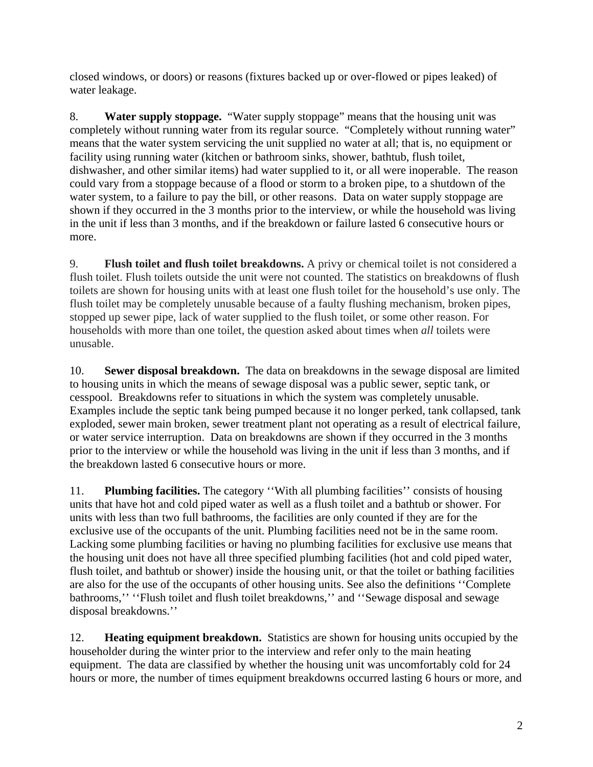closed windows, or doors) or reasons (fixtures backed up or over-flowed or pipes leaked) of water leakage.

8. **Water supply stoppage.** "Water supply stoppage" means that the housing unit was completely without running water from its regular source. "Completely without running water" means that the water system servicing the unit supplied no water at all; that is, no equipment or facility using running water (kitchen or bathroom sinks, shower, bathtub, flush toilet, dishwasher, and other similar items) had water supplied to it, or all were inoperable. The reason could vary from a stoppage because of a flood or storm to a broken pipe, to a shutdown of the water system, to a failure to pay the bill, or other reasons. Data on water supply stoppage are shown if they occurred in the 3 months prior to the interview, or while the household was living in the unit if less than 3 months, and if the breakdown or failure lasted 6 consecutive hours or more.

9. **Flush toilet and flush toilet breakdowns.** A privy or chemical toilet is not considered a flush toilet. Flush toilets outside the unit were not counted. The statistics on breakdowns of flush toilets are shown for housing units with at least one flush toilet for the household's use only. The flush toilet may be completely unusable because of a faulty flushing mechanism, broken pipes, stopped up sewer pipe, lack of water supplied to the flush toilet, or some other reason. For households with more than one toilet, the question asked about times when *all* toilets were unusable.

10. **Sewer disposal breakdown.** The data on breakdowns in the sewage disposal are limited to housing units in which the means of sewage disposal was a public sewer, septic tank, or cesspool. Breakdowns refer to situations in which the system was completely unusable. Examples include the septic tank being pumped because it no longer perked, tank collapsed, tank exploded, sewer main broken, sewer treatment plant not operating as a result of electrical failure, or water service interruption. Data on breakdowns are shown if they occurred in the 3 months prior to the interview or while the household was living in the unit if less than 3 months, and if the breakdown lasted 6 consecutive hours or more.

11. **Plumbing facilities.** The category ''With all plumbing facilities'' consists of housing units that have hot and cold piped water as well as a flush toilet and a bathtub or shower. For units with less than two full bathrooms, the facilities are only counted if they are for the exclusive use of the occupants of the unit. Plumbing facilities need not be in the same room. Lacking some plumbing facilities or having no plumbing facilities for exclusive use means that the housing unit does not have all three specified plumbing facilities (hot and cold piped water, flush toilet, and bathtub or shower) inside the housing unit, or that the toilet or bathing facilities are also for the use of the occupants of other housing units. See also the definitions ''Complete bathrooms,'' ''Flush toilet and flush toilet breakdowns,'' and ''Sewage disposal and sewage disposal breakdowns.''

12. **Heating equipment breakdown.** Statistics are shown for housing units occupied by the householder during the winter prior to the interview and refer only to the main heating equipment. The data are classified by whether the housing unit was uncomfortably cold for 24 hours or more, the number of times equipment breakdowns occurred lasting 6 hours or more, and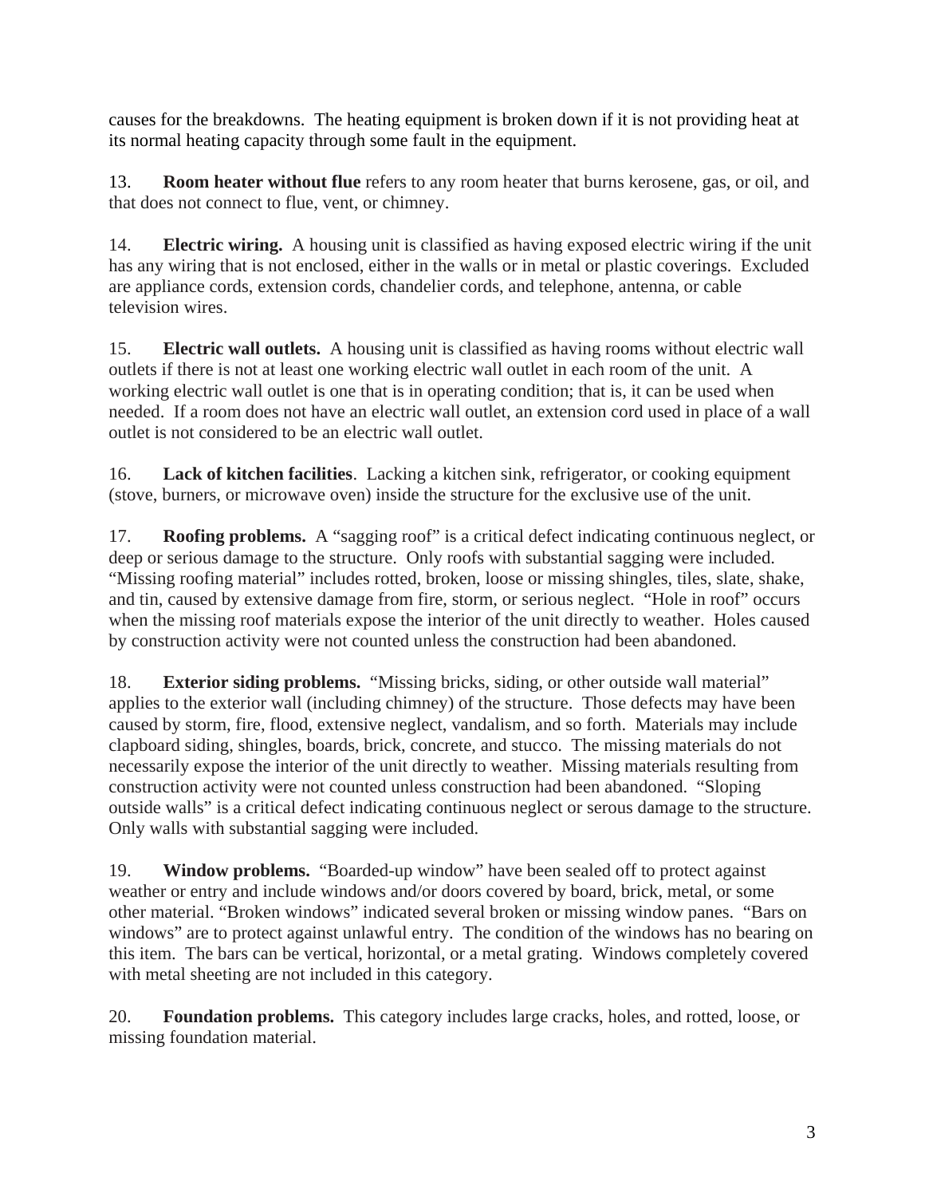causes for the breakdowns. The heating equipment is broken down if it is not providing heat at its normal heating capacity through some fault in the equipment.

13. **Room heater without flue** refers to any room heater that burns kerosene, gas, or oil, and that does not connect to flue, vent, or chimney.

14. **Electric wiring.** A housing unit is classified as having exposed electric wiring if the unit has any wiring that is not enclosed, either in the walls or in metal or plastic coverings. Excluded are appliance cords, extension cords, chandelier cords, and telephone, antenna, or cable television wires.

15. **Electric wall outlets.** A housing unit is classified as having rooms without electric wall outlets if there is not at least one working electric wall outlet in each room of the unit. A working electric wall outlet is one that is in operating condition; that is, it can be used when needed. If a room does not have an electric wall outlet, an extension cord used in place of a wall outlet is not considered to be an electric wall outlet.

16. **Lack of kitchen facilities**. Lacking a kitchen sink, refrigerator, or cooking equipment (stove, burners, or microwave oven) inside the structure for the exclusive use of the unit.

17. **Roofing problems.** A "sagging roof" is a critical defect indicating continuous neglect, or deep or serious damage to the structure. Only roofs with substantial sagging were included. "Missing roofing material" includes rotted, broken, loose or missing shingles, tiles, slate, shake, and tin, caused by extensive damage from fire, storm, or serious neglect. "Hole in roof" occurs when the missing roof materials expose the interior of the unit directly to weather. Holes caused by construction activity were not counted unless the construction had been abandoned.

18. **Exterior siding problems.** "Missing bricks, siding, or other outside wall material" applies to the exterior wall (including chimney) of the structure. Those defects may have been caused by storm, fire, flood, extensive neglect, vandalism, and so forth. Materials may include clapboard siding, shingles, boards, brick, concrete, and stucco. The missing materials do not necessarily expose the interior of the unit directly to weather. Missing materials resulting from construction activity were not counted unless construction had been abandoned. "Sloping outside walls" is a critical defect indicating continuous neglect or serous damage to the structure. Only walls with substantial sagging were included.

19. **Window problems.** "Boarded-up window" have been sealed off to protect against weather or entry and include windows and/or doors covered by board, brick, metal, or some other material. "Broken windows" indicated several broken or missing window panes. "Bars on windows" are to protect against unlawful entry. The condition of the windows has no bearing on this item. The bars can be vertical, horizontal, or a metal grating. Windows completely covered with metal sheeting are not included in this category.

20. **Foundation problems.** This category includes large cracks, holes, and rotted, loose, or missing foundation material.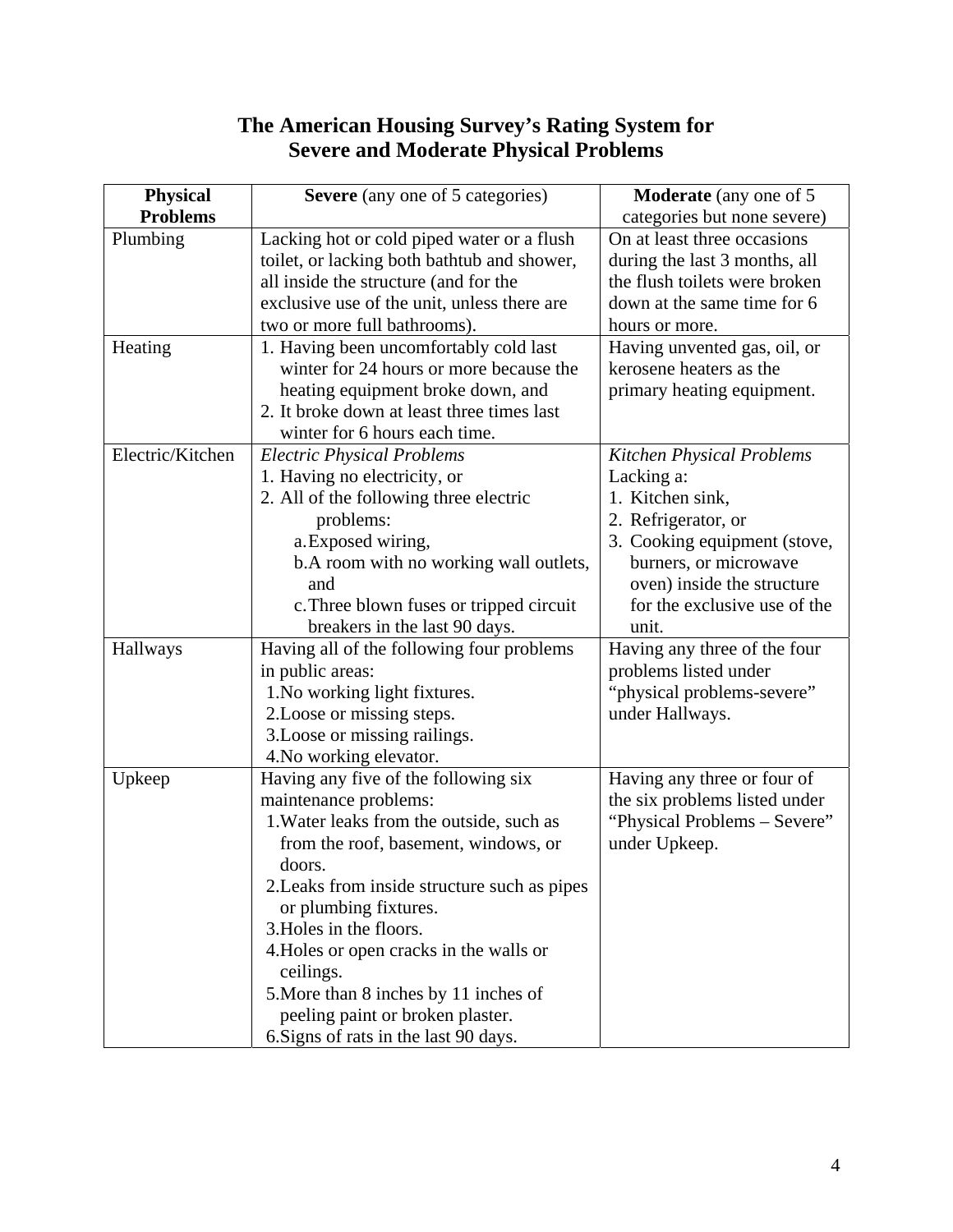# The American Housing Survey's Rating System for Severe and Moderate Physical Problems

| Physical Problems | **Severe** (any one of 5 categories) | **Moderate** (any one of 5 categories but none severe) |
|---|---|---|
| Plumbing | Lacking hot or cold piped water or a flush toilet, or lacking both bathtub and shower, all inside the structure (and for the exclusive use of the unit, unless there are two or more full bathrooms). | On at least three occasions during the last 3 months, all the flush toilets were broken down at the same time for 6 hours or more. |
| Heating | 1. Having been uncomfortably cold last winter for 24 hours or more because the heating equipment broke down, and<br>2. It broke down at least three times last winter for 6 hours each time. | Having unvented gas, oil, or kerosene heaters as the primary heating equipment. |
| Electric/Kitchen | *Electric Physical Problems*<br>1. Having no electricity, or<br>2. All of the following three electric problems:<br>a. Exposed wiring,<br>b. A room with no working wall outlets, and<br>c. Three blown fuses or tripped circuit breakers in the last 90 days. | *Kitchen Physical Problems*<br>Lacking a:<br>1. Kitchen sink,<br>2. Refrigerator, or<br>3. Cooking equipment (stove, burners, or microwave oven) inside the structure for the exclusive use of the unit. |
| Hallways | Having all of the following four problems in public areas:<br>1. No working light fixtures.<br>2. Loose or missing steps.<br>3. Loose or missing railings.<br>4. No working elevator. | Having any three of the four problems listed under "physical problems-severe" under Hallways. |
| Upkeep | Having any five of the following six maintenance problems:<br>1. Water leaks from the outside, such as from the roof, basement, windows, or doors.<br>2. Leaks from inside structure such as pipes or plumbing fixtures.<br>3. Holes in the floors.<br>4. Holes or open cracks in the walls or ceilings.<br>5. More than 8 inches by 11 inches of peeling paint or broken plaster.<br>6. Signs of rats in the last 90 days. | Having any three or four of the six problems listed under "Physical Problems – Severe" under Upkeep. |